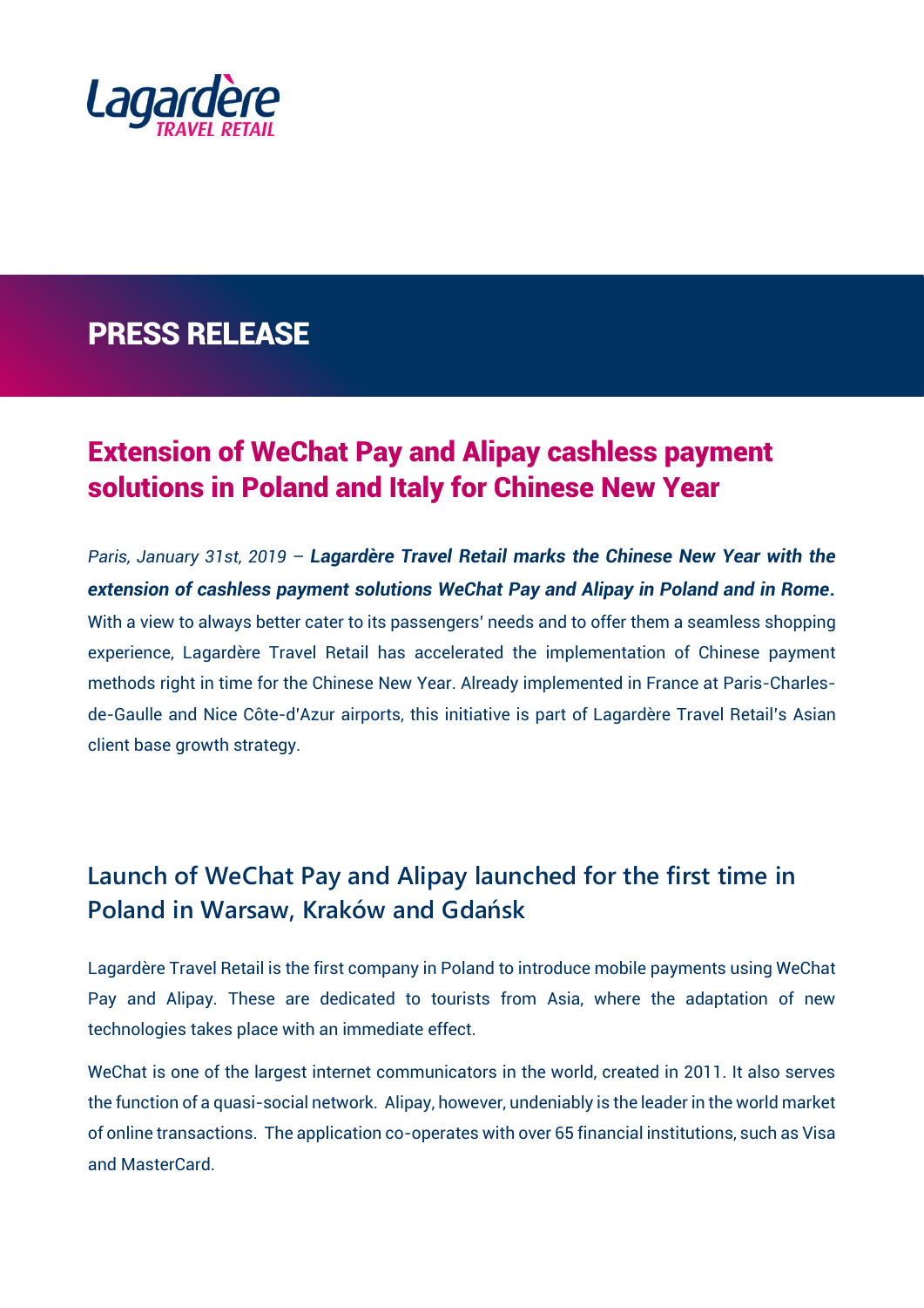Lagardère TRAVEL RETAIL

# PRESS RELEASE

## Extension of WeChat Pay and Alipay cashless payment solutions in Poland and Italy for Chinese New Year

*Paris, January 31st, 2019* – ***Lagardère Travel Retail marks the Chinese New Year with the extension of cashless payment solutions WeChat Pay and Alipay in Poland and in Rome.*** With a view to always better cater to its passengers' needs and to offer them a seamless shopping experience, Lagardère Travel Retail has accelerated the implementation of Chinese payment methods right in time for the Chinese New Year. Already implemented in France at Paris-Charles-de-Gaulle and Nice Côte-d'Azur airports, this initiative is part of Lagardère Travel Retail's Asian client base growth strategy.

### Launch of WeChat Pay and Alipay launched for the first time in Poland in Warsaw, Kraków and Gdańsk

Lagardère Travel Retail is the first company in Poland to introduce mobile payments using WeChat Pay and Alipay. These are dedicated to tourists from Asia, where the adaptation of new technologies takes place with an immediate effect.

WeChat is one of the largest internet communicators in the world, created in 2011. It also serves the function of a quasi-social network. Alipay, however, undeniably is the leader in the world market of online transactions. The application co-operates with over 65 financial institutions, such as Visa and MasterCard.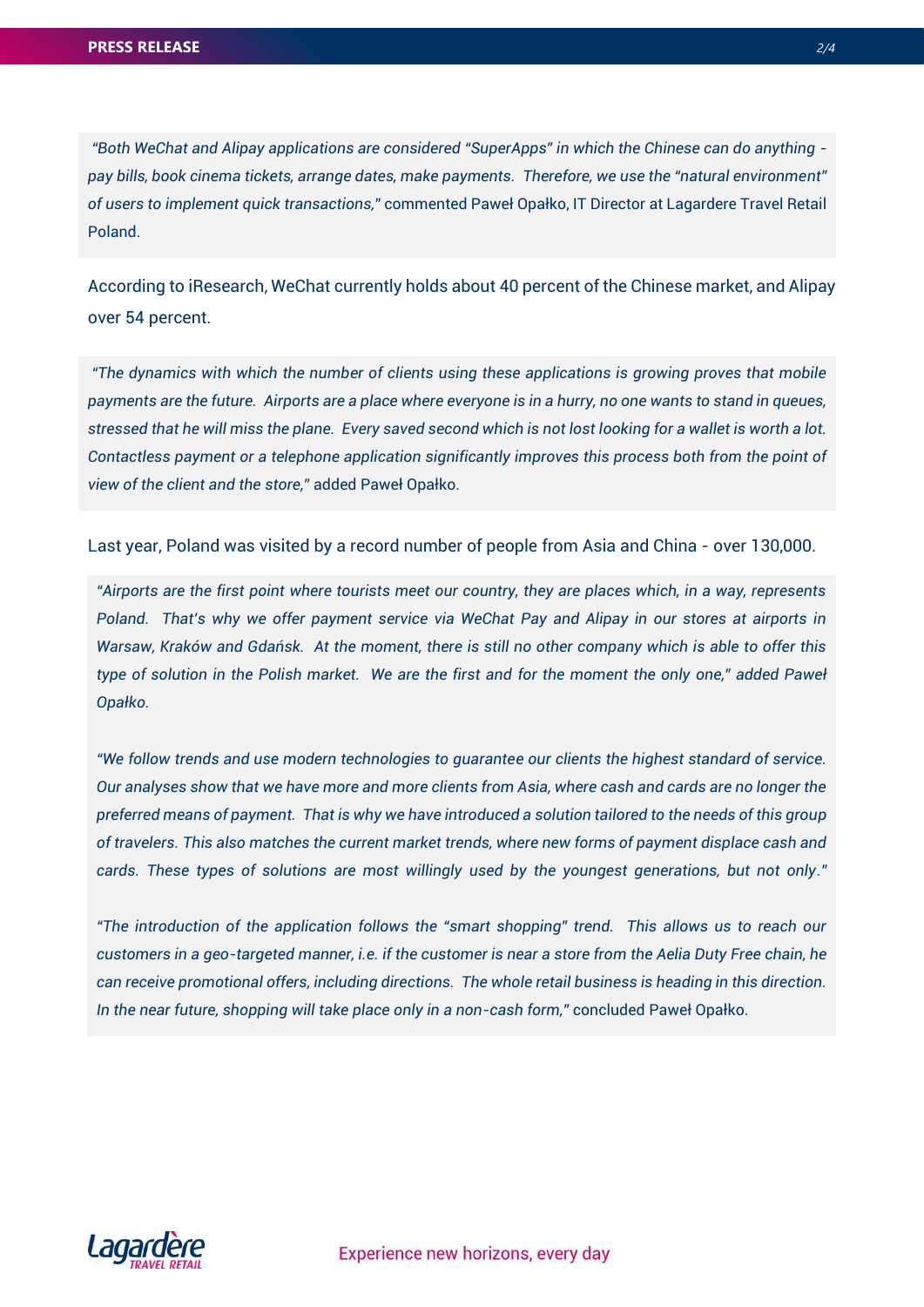*"Both WeChat and Alipay applications are considered "SuperApps" in which the Chinese can do anything - pay bills, book cinema tickets, arrange dates, make payments. Therefore, we use the "natural environment" of users to implement quick transactions,"* commented Paweł Opałko, IT Director at Lagardere Travel Retail Poland.

According to iResearch, WeChat currently holds about 40 percent of the Chinese market, and Alipay over 54 percent.

*"The dynamics with which the number of clients using these applications is growing proves that mobile payments are the future. Airports are a place where everyone is in a hurry, no one wants to stand in queues, stressed that he will miss the plane. Every saved second which is not lost looking for a wallet is worth a lot. Contactless payment or a telephone application significantly improves this process both from the point of view of the client and the store,"* added Paweł Opałko.

Last year, Poland was visited by a record number of people from Asia and China - over 130,000.

*"Airports are the first point where tourists meet our country, they are places which, in a way, represents Poland. That's why we offer payment service via WeChat Pay and Alipay in our stores at airports in Warsaw, Kraków and Gdańsk. At the moment, there is still no other company which is able to offer this type of solution in the Polish market. We are the first and for the moment the only one," added Paweł Opałko.*

*"We follow trends and use modern technologies to guarantee our clients the highest standard of service. Our analyses show that we have more and more clients from Asia, where cash and cards are no longer the preferred means of payment. That is why we have introduced a solution tailored to the needs of this group of travelers. This also matches the current market trends, where new forms of payment displace cash and cards. These types of solutions are most willingly used by the youngest generations, but not only."*

*"The introduction of the application follows the "smart shopping" trend. This allows us to reach our customers in a geo-targeted manner, i.e. if the customer is near a store from the Aelia Duty Free chain, he can receive promotional offers, including directions. The whole retail business is heading in this direction. In the near future, shopping will take place only in a non-cash form,"* concluded Paweł Opałko.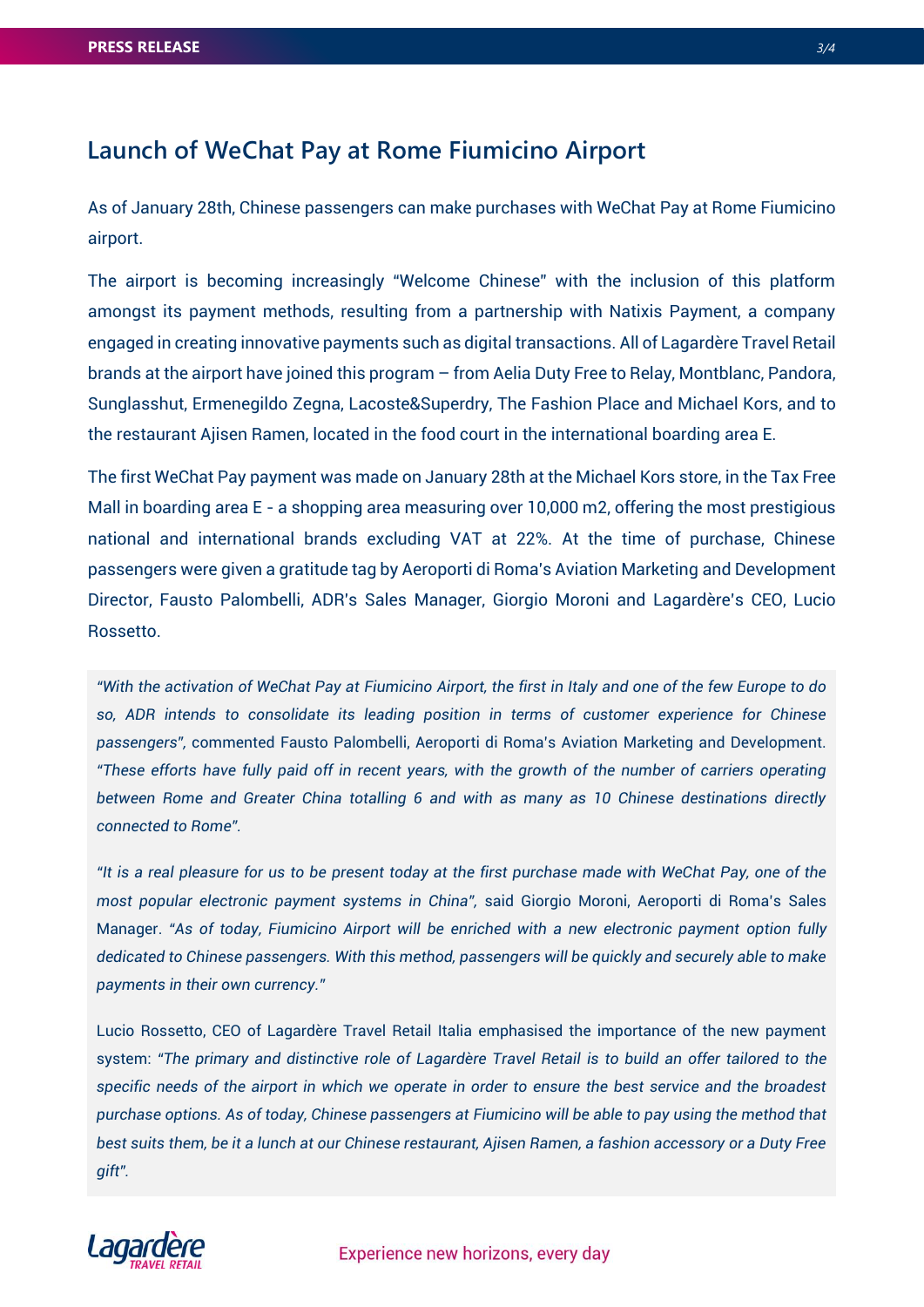## Launch of WeChat Pay at Rome Fiumicino Airport

As of January 28th, Chinese passengers can make purchases with WeChat Pay at Rome Fiumicino airport.

The airport is becoming increasingly "Welcome Chinese" with the inclusion of this platform amongst its payment methods, resulting from a partnership with Natixis Payment, a company engaged in creating innovative payments such as digital transactions. All of Lagardère Travel Retail brands at the airport have joined this program – from Aelia Duty Free to Relay, Montblanc, Pandora, Sunglasshut, Ermenegildo Zegna, Lacoste&Superdry, The Fashion Place and Michael Kors, and to the restaurant Ajisen Ramen, located in the food court in the international boarding area E.

The first WeChat Pay payment was made on January 28th at the Michael Kors store, in the Tax Free Mall in boarding area E - a shopping area measuring over 10,000 m2, offering the most prestigious national and international brands excluding VAT at 22%. At the time of purchase, Chinese passengers were given a gratitude tag by Aeroporti di Roma's Aviation Marketing and Development Director, Fausto Palombelli, ADR's Sales Manager, Giorgio Moroni and Lagardère's CEO, Lucio Rossetto.

*"With the activation of WeChat Pay at Fiumicino Airport, the first in Italy and one of the few Europe to do so, ADR intends to consolidate its leading position in terms of customer experience for Chinese passengers",* commented Fausto Palombelli, Aeroporti di Roma's Aviation Marketing and Development. *"These efforts have fully paid off in recent years, with the growth of the number of carriers operating between Rome and Greater China totalling 6 and with as many as 10 Chinese destinations directly connected to Rome".*

*"It is a real pleasure for us to be present today at the first purchase made with WeChat Pay, one of the most popular electronic payment systems in China",* said Giorgio Moroni, Aeroporti di Roma's Sales Manager. *"As of today, Fiumicino Airport will be enriched with a new electronic payment option fully dedicated to Chinese passengers. With this method, passengers will be quickly and securely able to make payments in their own currency."*

Lucio Rossetto, CEO of Lagardère Travel Retail Italia emphasised the importance of the new payment system: *"The primary and distinctive role of Lagardère Travel Retail is to build an offer tailored to the specific needs of the airport in which we operate in order to ensure the best service and the broadest purchase options. As of today, Chinese passengers at Fiumicino will be able to pay using the method that best suits them, be it a lunch at our Chinese restaurant, Ajisen Ramen, a fashion accessory or a Duty Free gift".*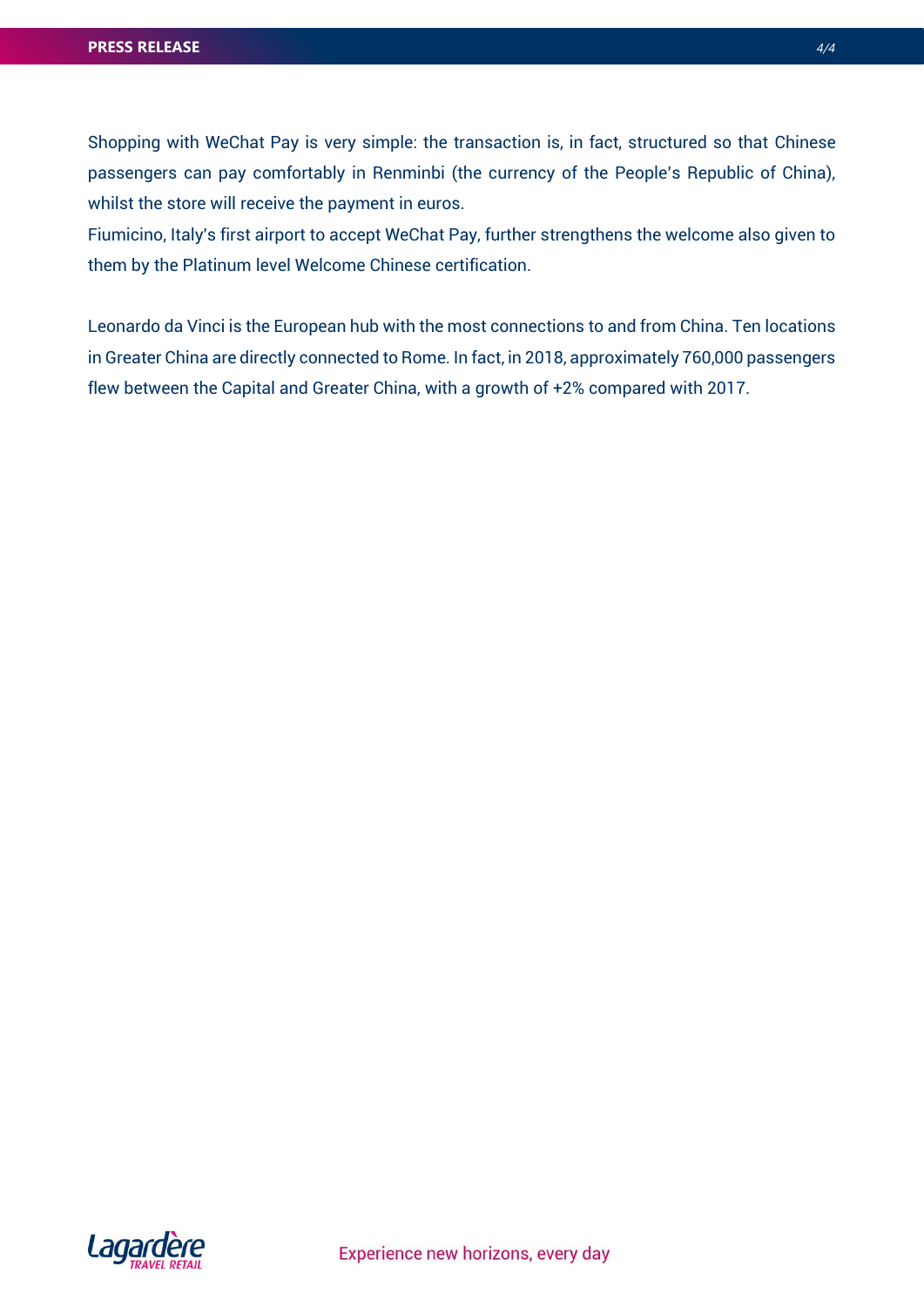Shopping with WeChat Pay is very simple: the transaction is, in fact, structured so that Chinese passengers can pay comfortably in Renminbi (the currency of the People's Republic of China), whilst the store will receive the payment in euros.
Fiumicino, Italy's first airport to accept WeChat Pay, further strengthens the welcome also given to them by the Platinum level Welcome Chinese certification.

Leonardo da Vinci is the European hub with the most connections to and from China. Ten locations in Greater China are directly connected to Rome. In fact, in 2018, approximately 760,000 passengers flew between the Capital and Greater China, with a growth of +2% compared with 2017.